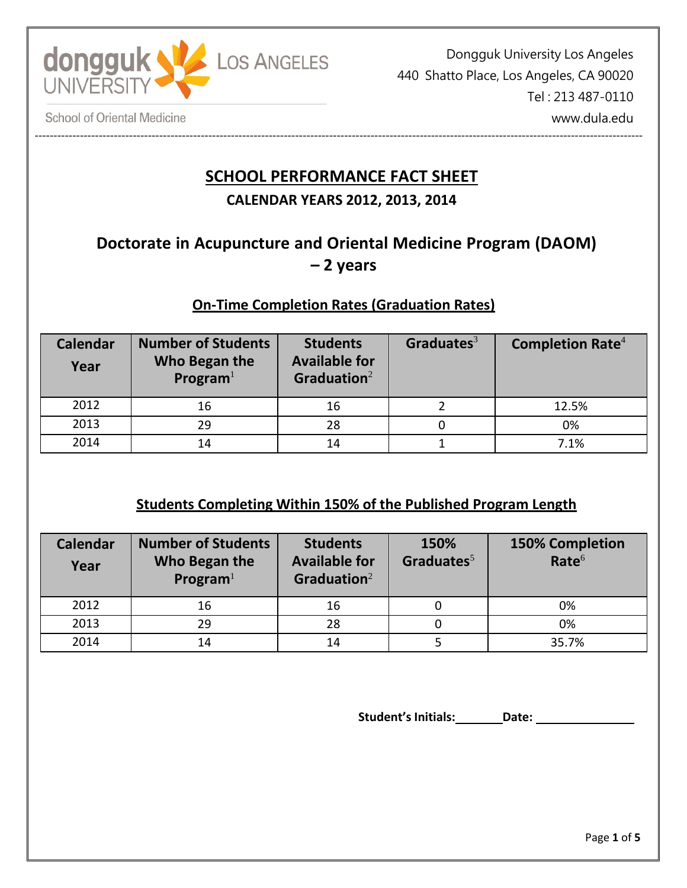dongguk UNIVERSITY LOS ANGELES

School of Oriental Medicine

Dongguk University Los Angeles
440 Shatto Place, Los Angeles, CA 90020
Tel : 213 487-0110
www.dula.edu

# SCHOOL PERFORMANCE FACT SHEET

## CALENDAR YEARS 2012, 2013, 2014

## Doctorate in Acupuncture and Oriental Medicine Program (DAOM) – 2 years

### On-Time Completion Rates (Graduation Rates)

| Calendar Year | Number of Students Who Began the Program[1] | Students Available for Graduation[2] | Graduates[3] | Completion Rate[4] |
|---|---|---|---|---|
| 2012 | 16 | 16 | 2 | 12.5% |
| 2013 | 29 | 28 | 0 | 0% |
| 2014 | 14 | 14 | 1 | 7.1% |

### Students Completing Within 150% of the Published Program Length

| Calendar Year | Number of Students Who Began the Program[1] | Students Available for Graduation[2] | 150% Graduates[5] | 150% Completion Rate[6] |
|---|---|---|---|---|
| 2012 | 16 | 16 | 0 | 0% |
| 2013 | 29 | 28 | 0 | 0% |
| 2014 | 14 | 14 | 5 | 35.7% |

**Student's Initials:**\_\_\_\_\_\_\_\_ **Date:** \_\_\_\_\_\_\_\_\_\_\_\_\_\_\_\_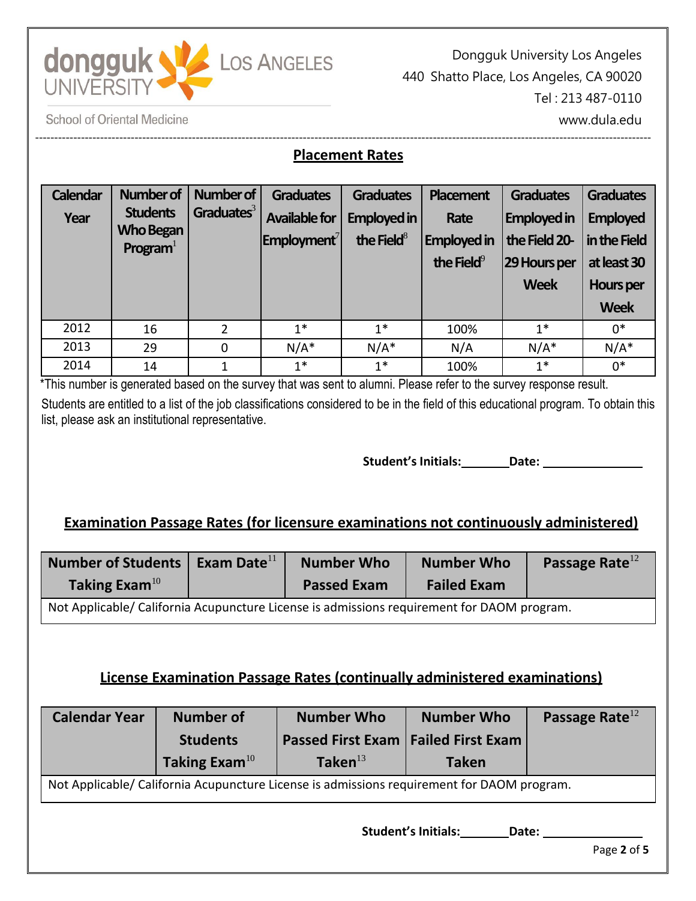Dongguk University Los Angeles
440 Shatto Place, Los Angeles, CA 90020
Tel : 213 487-0110
www.dula.edu

School of Oriental Medicine

## Placement Rates

| Calendar Year | Number of Students Who Began Program[1] | Number of Graduates[3] | Graduates Available for Employment[7] | Graduates Employed in the Field[8] | Placement Rate Employed in the Field[9] | Graduates Employed in the Field 20-29 Hours per Week | Graduates Employed in the Field at least 30 Hours per Week |
|---|---|---|---|---|---|---|---|
| 2012 | 16 | 2 | 1* | 1* | 100% | 1* | 0* |
| 2013 | 29 | 0 | N/A* | N/A* | N/A | N/A* | N/A* |
| 2014 | 14 | 1 | 1* | 1* | 100% | 1* | 0* |

*This number is generated based on the survey that was sent to alumni. Please refer to the survey response result.

Students are entitled to a list of the job classifications considered to be in the field of this educational program. To obtain this list, please ask an institutional representative.

**Student's Initials:**\_\_\_\_\_\_\_\_ **Date:** \_\_\_\_\_\_\_\_\_\_\_\_\_\_\_\_

## Examination Passage Rates (for licensure examinations not continuously administered)

| Number of Students Taking Exam[10] | Exam Date[11] | Number Who Passed Exam | Number Who Failed Exam | Passage Rate[12] |
|---|---|---|---|---|
| Not Applicable/ California Acupuncture License is admissions requirement for DAOM program. | | | | |

## License Examination Passage Rates (continually administered examinations)

| Calendar Year | Number of Students Taking Exam[10] | Number Who Passed First Exam Taken[13] | Number Who Failed First Exam Taken | Passage Rate[12] |
|---|---|---|---|---|
| Not Applicable/ California Acupuncture License is admissions requirement for DAOM program. | | | | |

**Student's Initials:**\_\_\_\_\_\_\_\_ **Date:** \_\_\_\_\_\_\_\_\_\_\_\_\_\_\_\_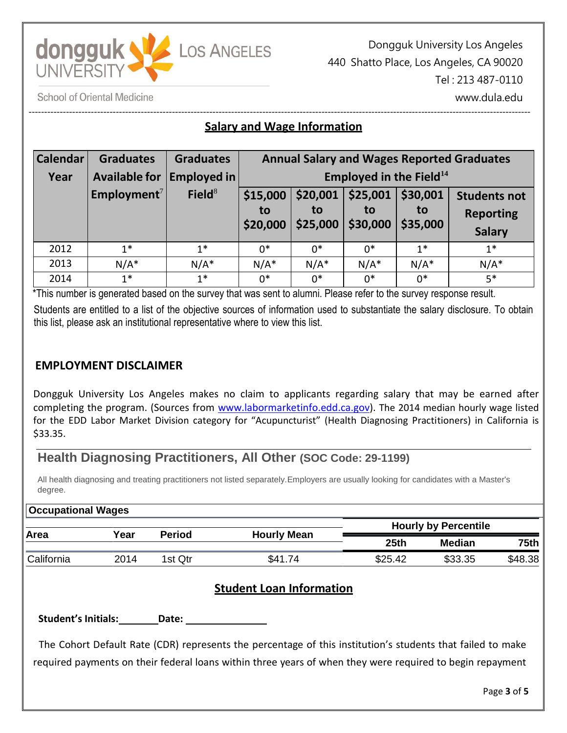Dongguk University Los Angeles
440 Shatto Place, Los Angeles, CA 90020
Tel : 213 487-0110
www.dula.edu

School of Oriental Medicine

## Salary and Wage Information

| Calendar Year | Graduates Available for Employment[7] | Graduates Employed in Field[8] | Annual Salary and Wages Reported Graduates Employed in the Field[14] | | | | |
|---|---|---|---|---|---|---|---|
| | | | $15,000 to $20,000 | $20,001 to $25,000 | $25,001 to $30,000 | $30,001 to $35,000 | Students not Reporting Salary |
| 2012 | 1* | 1* | 0* | 0* | 0* | 1* | 1* |
| 2013 | N/A* | N/A* | N/A* | N/A* | N/A* | N/A* | N/A* |
| 2014 | 1* | 1* | 0* | 0* | 0* | 0* | 5* |

*This number is generated based on the survey that was sent to alumni. Please refer to the survey response result.

Students are entitled to a list of the objective sources of information used to substantiate the salary disclosure. To obtain this list, please ask an institutional representative where to view this list.

## EMPLOYMENT DISCLAIMER

Dongguk University Los Angeles makes no claim to applicants regarding salary that may be earned after completing the program. (Sources from www.labormarketinfo.edd.ca.gov). The 2014 median hourly wage listed for the EDD Labor Market Division category for "Acupuncturist" (Health Diagnosing Practitioners) in California is $33.35.

### Health Diagnosing Practitioners, All Other (SOC Code: 29-1199)

All health diagnosing and treating practitioners not listed separately.Employers are usually looking for candidates with a Master's degree.

**Occupational Wages**

| Area | Year | Period | Hourly Mean | Hourly by Percentile | | |
|---|---|---|---|---|---|---|
| | | | | 25th | Median | 75th |
| California | 2014 | 1st Qtr | $41.74 | $25.42 | $33.35 | $48.38 |

## Student Loan Information

**Student's Initials:**\_\_\_\_\_\_\_\_ **Date:** \_\_\_\_\_\_\_\_\_\_\_\_\_\_\_\_

The Cohort Default Rate (CDR) represents the percentage of this institution's students that failed to make required payments on their federal loans within three years of when they were required to begin repayment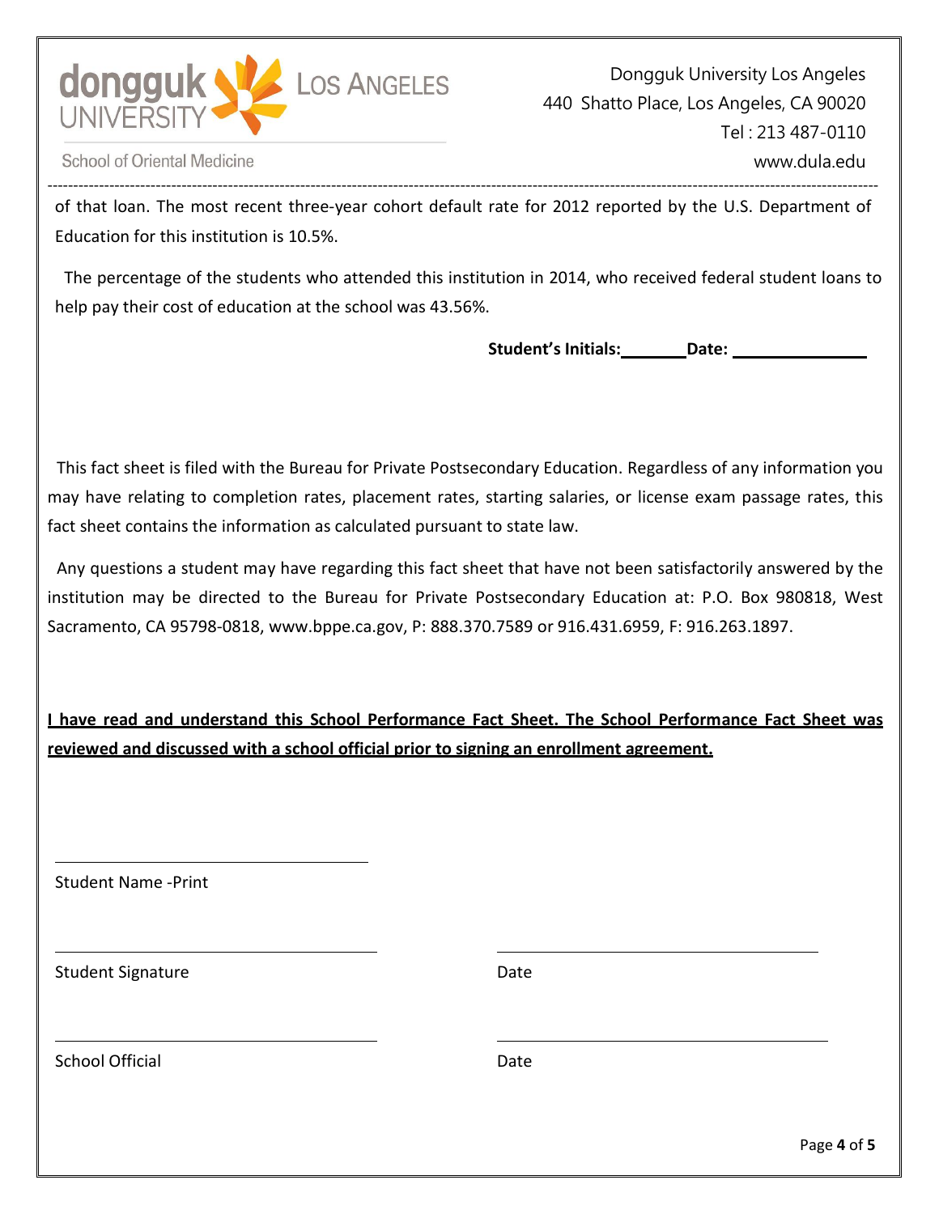of that loan. The most recent three-year cohort default rate for 2012 reported by the U.S. Department of Education for this institution is 10.5%.

The percentage of the students who attended this institution in 2014, who received federal student loans to help pay their cost of education at the school was 43.56%.

**Student's Initials:\_\_\_\_\_\_\_ Date: \_\_\_\_\_\_\_\_\_\_\_\_\_\_\_**

This fact sheet is filed with the Bureau for Private Postsecondary Education. Regardless of any information you may have relating to completion rates, placement rates, starting salaries, or license exam passage rates, this fact sheet contains the information as calculated pursuant to state law.

Any questions a student may have regarding this fact sheet that have not been satisfactorily answered by the institution may be directed to the Bureau for Private Postsecondary Education at: P.O. Box 980818, West Sacramento, CA 95798-0818, www.bppe.ca.gov, P: 888.370.7589 or 916.431.6959, F: 916.263.1897.

**I have read and understand this School Performance Fact Sheet. The School Performance Fact Sheet was reviewed and discussed with a school official prior to signing an enrollment agreement.**

\_\_\_\_\_\_\_\_\_\_\_\_\_\_\_\_\_\_\_\_\_\_\_\_\_\_\_\_\_\_\_\_\_\_\_\_

Student Name -Print

\_\_\_\_\_\_\_\_\_\_\_\_\_\_\_\_\_\_\_\_\_\_\_\_\_\_\_\_\_\_\_\_\_\_\_\_ \_\_\_\_\_\_\_\_\_\_\_\_\_\_\_\_\_\_\_\_\_\_\_\_\_\_\_\_\_\_\_\_\_\_\_\_

Student Signature Date

\_\_\_\_\_\_\_\_\_\_\_\_\_\_\_\_\_\_\_\_\_\_\_\_\_\_\_\_\_\_\_\_\_\_\_\_ \_\_\_\_\_\_\_\_\_\_\_\_\_\_\_\_\_\_\_\_\_\_\_\_\_\_\_\_\_\_\_\_\_\_\_\_

School Official Date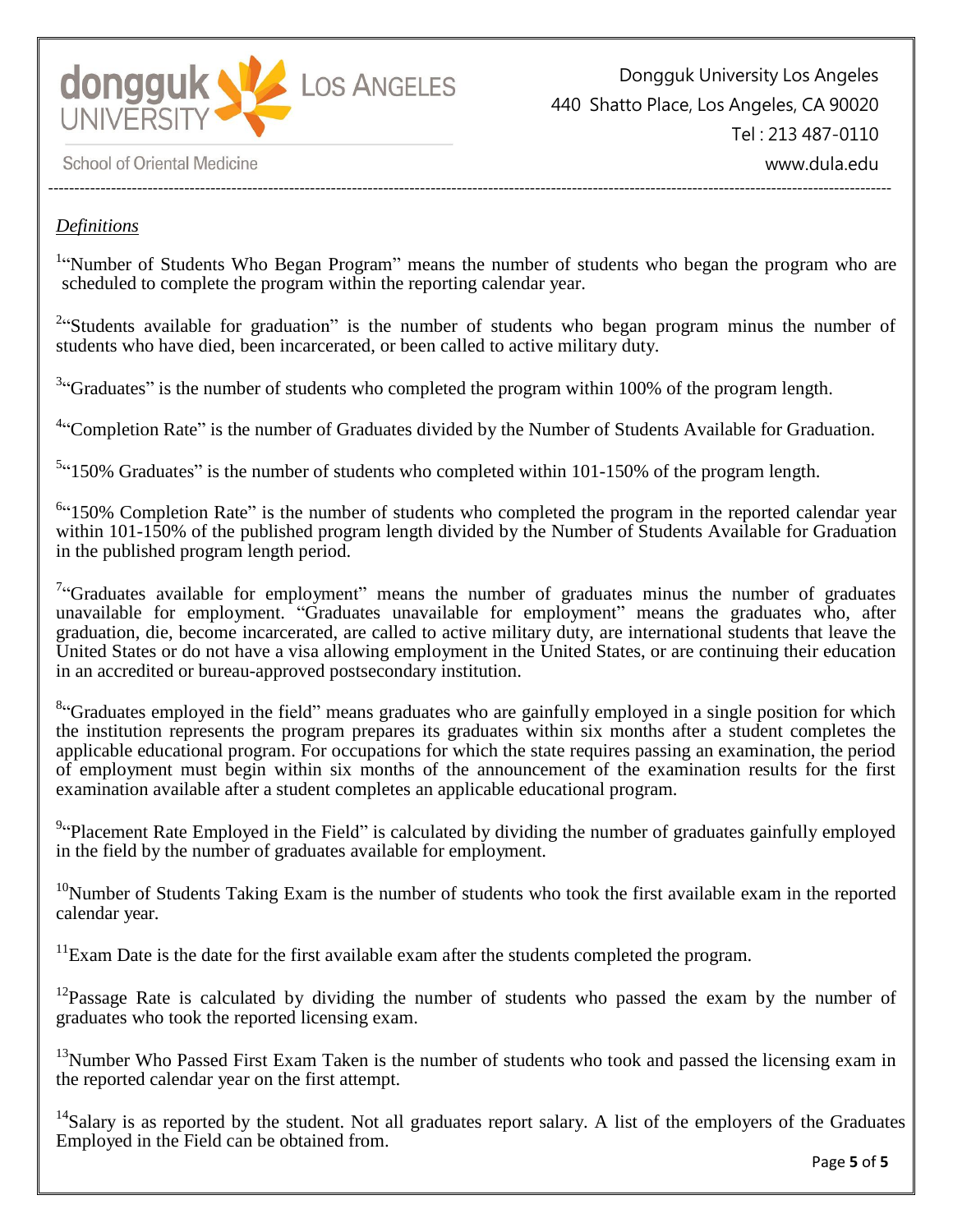*Definitions*

[1]"Number of Students Who Began Program" means the number of students who began the program who are scheduled to complete the program within the reporting calendar year.

[2]"Students available for graduation" is the number of students who began program minus the number of students who have died, been incarcerated, or been called to active military duty.

[3]"Graduates" is the number of students who completed the program within 100% of the program length.

[4]"Completion Rate" is the number of Graduates divided by the Number of Students Available for Graduation.

[5]"150% Graduates" is the number of students who completed within 101-150% of the program length.

[6]"150% Completion Rate" is the number of students who completed the program in the reported calendar year within 101-150% of the published program length divided by the Number of Students Available for Graduation in the published program length period.

[7]"Graduates available for employment" means the number of graduates minus the number of graduates unavailable for employment. "Graduates unavailable for employment" means the graduates who, after graduation, die, become incarcerated, are called to active military duty, are international students that leave the United States or do not have a visa allowing employment in the United States, or are continuing their education in an accredited or bureau-approved postsecondary institution.

[8]"Graduates employed in the field" means graduates who are gainfully employed in a single position for which the institution represents the program prepares its graduates within six months after a student completes the applicable educational program. For occupations for which the state requires passing an examination, the period of employment must begin within six months of the announcement of the examination results for the first examination available after a student completes an applicable educational program.

[9]"Placement Rate Employed in the Field" is calculated by dividing the number of graduates gainfully employed in the field by the number of graduates available for employment.

[10]Number of Students Taking Exam is the number of students who took the first available exam in the reported calendar year.

[11]Exam Date is the date for the first available exam after the students completed the program.

[12]Passage Rate is calculated by dividing the number of students who passed the exam by the number of graduates who took the reported licensing exam.

[13]Number Who Passed First Exam Taken is the number of students who took and passed the licensing exam in the reported calendar year on the first attempt.

[14]Salary is as reported by the student. Not all graduates report salary. A list of the employers of the Graduates Employed in the Field can be obtained from.